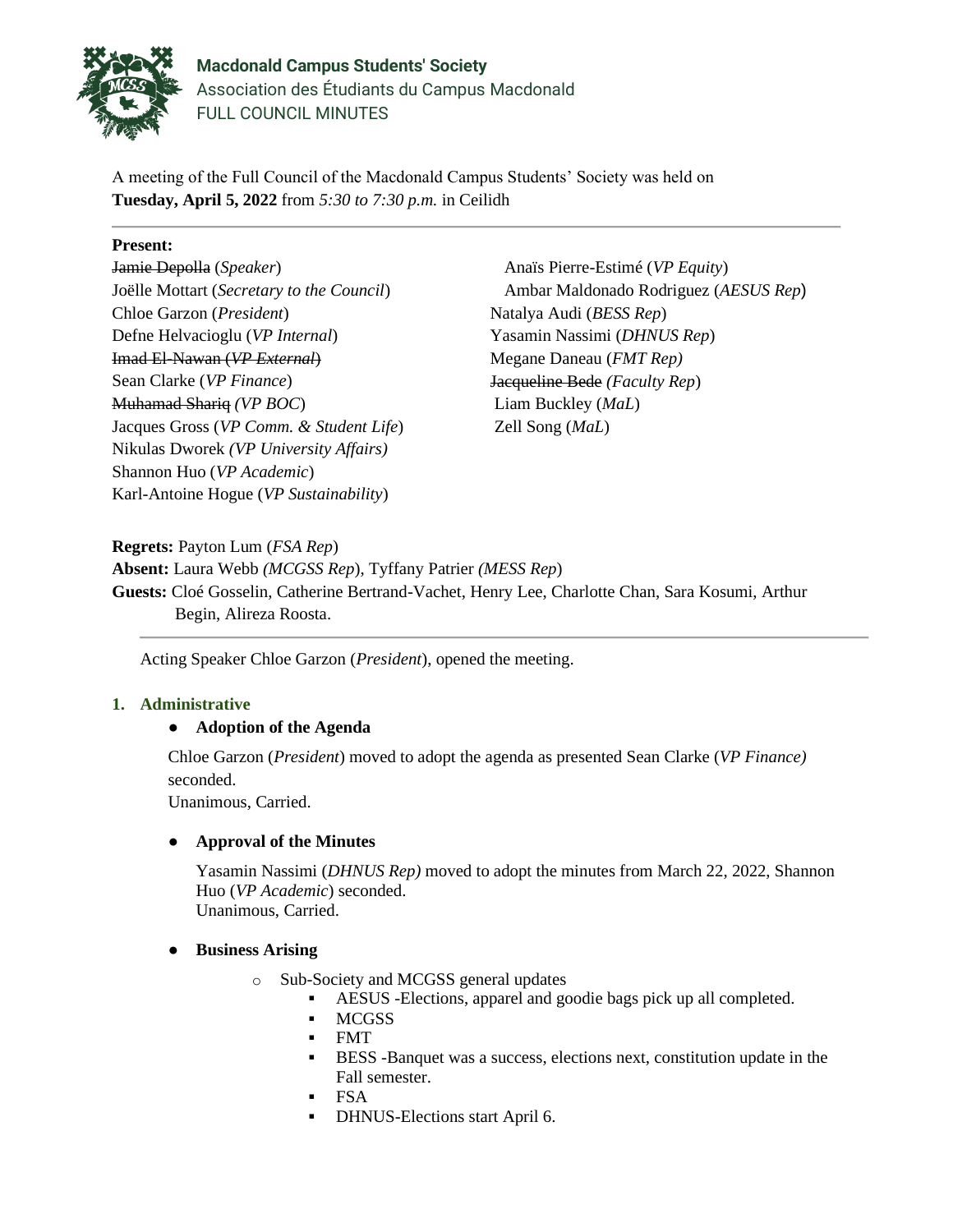**Macdonald Campus Students' Society**
Association des Étudiants du Campus Macdonald
FULL COUNCIL MINUTES

A meeting of the Full Council of the Macdonald Campus Students' Society was held on **Tuesday, April 5, 2022** from *5:30 to 7:30 p.m.* in Ceilidh

---

**Present:**

~~Jamie Depolla~~ (*Speaker*)
Joëlle Mottart (*Secretary to the Council*)
Chloe Garzon (*President*)
Defne Helvacioglu (*VP Internal*)
~~Imad El-Nawan (*VP External*)~~
Sean Clarke (*VP Finance*)
~~Muhamad Shariq~~ *(VP BOC*)
Jacques Gross (*VP Comm. & Student Life*)
Nikulas Dworek *(VP University Affairs)*
Shannon Huo (*VP Academic*)
Karl-Antoine Hogue (*VP Sustainability*)
Anaïs Pierre-Estimé (*VP Equity*)
Ambar Maldonado Rodriguez (*AESUS Rep*)
Natalya Audi (*BESS Rep*)
Yasamin Nassimi (*DHNUS Rep*)
Megane Daneau (*FMT Rep)*
~~Jacqueline Bede~~ *(Faculty Rep*)
Liam Buckley (*MaL*)
Zell Song (*MaL*)

**Regrets:** Payton Lum (*FSA Rep*)
**Absent:** Laura Webb *(MCGSS Rep*), Tyffany Patrier *(MESS Rep*)
**Guests:** Cloé Gosselin, Catherine Bertrand-Vachet, Henry Lee, Charlotte Chan, Sara Kosumi, Arthur Begin, Alireza Roosta.

---

Acting Speaker Chloe Garzon (*President*), opened the meeting.

## 1. Administrative

- **Adoption of the Agenda**

  Chloe Garzon (*President*) moved to adopt the agenda as presented Sean Clarke (*VP Finance)* seconded.
  Unanimous, Carried.

- **Approval of the Minutes**

  Yasamin Nassimi (*DHNUS Rep)* moved to adopt the minutes from March 22, 2022, Shannon Huo (*VP Academic*) seconded.
  Unanimous, Carried.

- **Business Arising**
  - Sub-Society and MCGSS general updates
    - AESUS -Elections, apparel and goodie bags pick up all completed.
    - MCGSS
    - FMT
    - BESS -Banquet was a success, elections next, constitution update in the Fall semester.
    - FSA
    - DHNUS-Elections start April 6.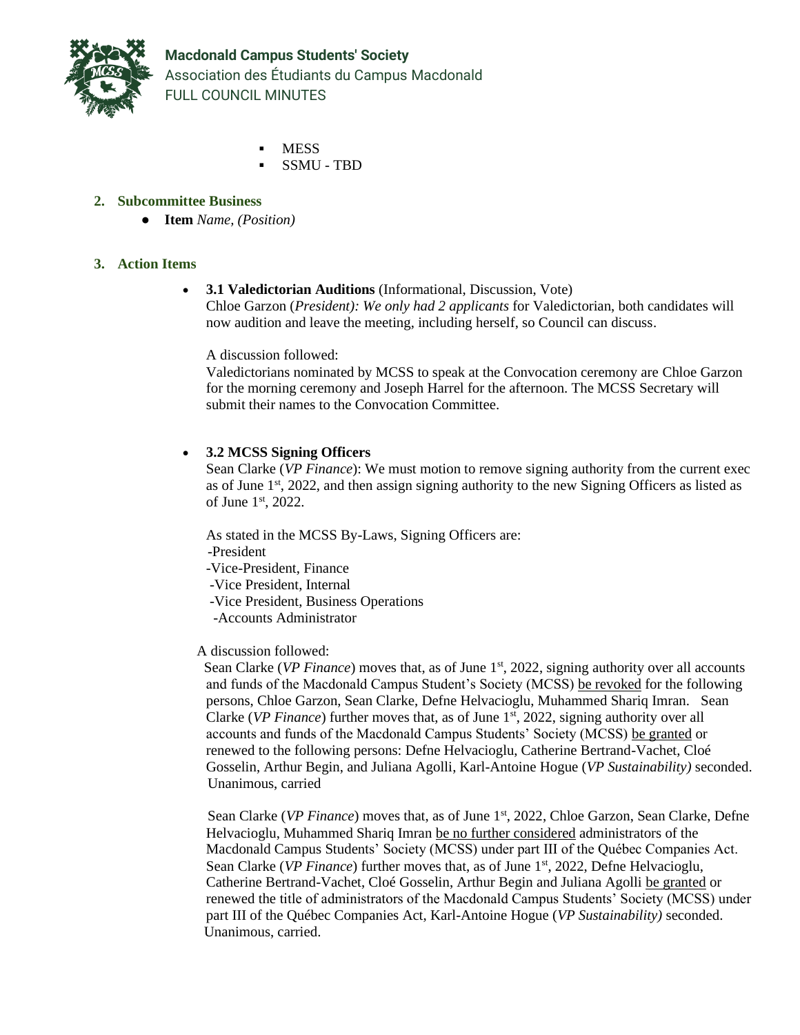- MESS
- SSMU - TBD

## 2. Subcommittee Business

- **Item** *Name, (Position)*

## 3. Action Items

- **3.1 Valedictorian Auditions** (Informational, Discussion, Vote)
  Chloe Garzon (*President): We only had 2 applicants* for Valedictorian, both candidates will now audition and leave the meeting, including herself, so Council can discuss.

  A discussion followed:
  Valedictorians nominated by MCSS to speak at the Convocation ceremony are Chloe Garzon for the morning ceremony and Joseph Harrel for the afternoon. The MCSS Secretary will submit their names to the Convocation Committee.

- **3.2 MCSS Signing Officers**
  Sean Clarke (*VP Finance*): We must motion to remove signing authority from the current exec as of June 1st, 2022, and then assign signing authority to the new Signing Officers as listed as of June 1st, 2022.

  As stated in the MCSS By-Laws, Signing Officers are:
  -President
  -Vice-President, Finance
  -Vice President, Internal
  -Vice President, Business Operations
  -Accounts Administrator

  A discussion followed:
  Sean Clarke (*VP Finance*) moves that, as of June 1st, 2022, signing authority over all accounts and funds of the Macdonald Campus Student's Society (MCSS) <u>be revoked</u> for the following persons, Chloe Garzon, Sean Clarke, Defne Helvacioglu, Muhammed Shariq Imran. Sean Clarke (*VP Finance*) further moves that, as of June 1st, 2022, signing authority over all accounts and funds of the Macdonald Campus Students' Society (MCSS) <u>be granted</u> or renewed to the following persons: Defne Helvacioglu, Catherine Bertrand-Vachet, Cloé Gosselin, Arthur Begin, and Juliana Agolli, Karl-Antoine Hogue (*VP Sustainability)* seconded. Unanimous, carried

  Sean Clarke (*VP Finance*) moves that, as of June 1st, 2022, Chloe Garzon, Sean Clarke, Defne Helvacioglu, Muhammed Shariq Imran <u>be no further considered</u> administrators of the Macdonald Campus Students' Society (MCSS) under part III of the Québec Companies Act. Sean Clarke (*VP Finance*) further moves that, as of June 1st, 2022, Defne Helvacioglu, Catherine Bertrand-Vachet, Cloé Gosselin, Arthur Begin and Juliana Agolli <u>be granted</u> or renewed the title of administrators of the Macdonald Campus Students' Society (MCSS) under part III of the Québec Companies Act, Karl-Antoine Hogue (*VP Sustainability)* seconded. Unanimous, carried.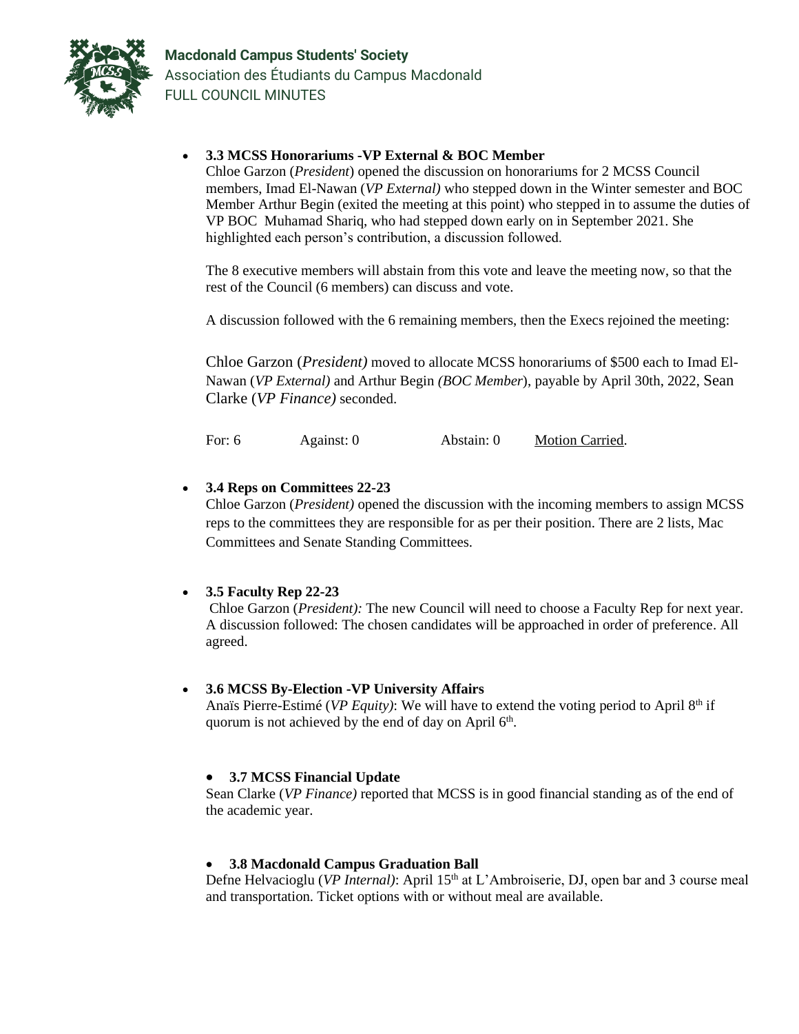- **3.3 MCSS Honorariums -VP External & BOC Member**
  Chloe Garzon (*President*) opened the discussion on honorariums for 2 MCSS Council members, Imad El-Nawan (*VP External)* who stepped down in the Winter semester and BOC Member Arthur Begin (exited the meeting at this point) who stepped in to assume the duties of VP BOC Muhamad Shariq, who had stepped down early on in September 2021. She highlighted each person's contribution, a discussion followed.

  The 8 executive members will abstain from this vote and leave the meeting now, so that the rest of the Council (6 members) can discuss and vote.

  A discussion followed with the 6 remaining members, then the Execs rejoined the meeting:

  Chloe Garzon (*President)* moved to allocate MCSS honorariums of $500 each to Imad El-Nawan (*VP External)* and Arthur Begin *(BOC Member*), payable by April 30th, 2022, Sean Clarke (*VP Finance)* seconded.

  For: 6 Against: 0 Abstain: 0 Motion Carried.

- **3.4 Reps on Committees 22-23**
  Chloe Garzon (*President)* opened the discussion with the incoming members to assign MCSS reps to the committees they are responsible for as per their position. There are 2 lists, Mac Committees and Senate Standing Committees.

- **3.5 Faculty Rep 22-23**
  Chloe Garzon (*President):* The new Council will need to choose a Faculty Rep for next year. A discussion followed: The chosen candidates will be approached in order of preference. All agreed.

- **3.6 MCSS By-Election -VP University Affairs**
  Anaïs Pierre-Estimé (*VP Equity)*: We will have to extend the voting period to April 8th if quorum is not achieved by the end of day on April 6th.

- **3.7 MCSS Financial Update**
  Sean Clarke (*VP Finance)* reported that MCSS is in good financial standing as of the end of the academic year.

- **3.8 Macdonald Campus Graduation Ball**
  Defne Helvacioglu (*VP Internal)*: April 15th at L'Ambroiserie, DJ, open bar and 3 course meal and transportation. Ticket options with or without meal are available.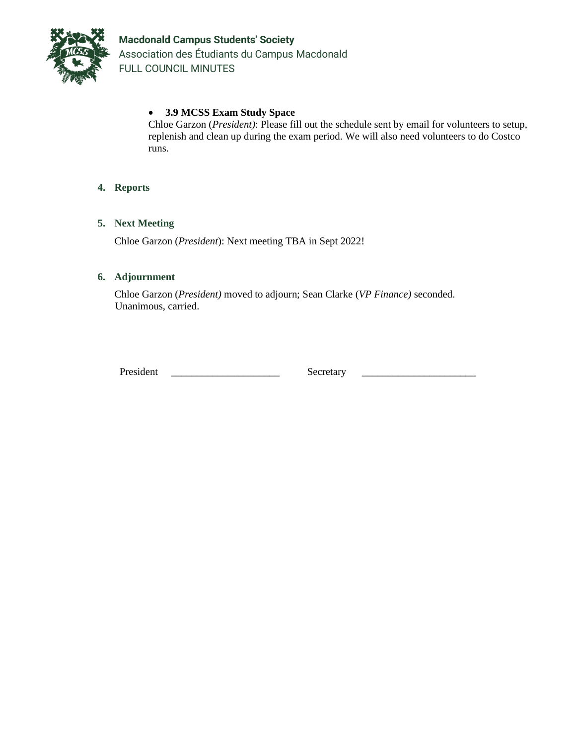- **3.9 MCSS Exam Study Space**

  Chloe Garzon (*President)*: Please fill out the schedule sent by email for volunteers to setup, replenish and clean up during the exam period. We will also need volunteers to do Costco runs.

## 4. Reports

## 5. Next Meeting

Chloe Garzon (*President*): Next meeting TBA in Sept 2022!

## 6. Adjournment

Chloe Garzon (*President)* moved to adjourn; Sean Clarke (*VP Finance)* seconded. Unanimous, carried.

President \_\_\_\_\_\_\_\_\_\_\_\_\_\_\_\_\_\_\_\_\_\_ Secretary \_\_\_\_\_\_\_\_\_\_\_\_\_\_\_\_\_\_\_\_\_\_\_